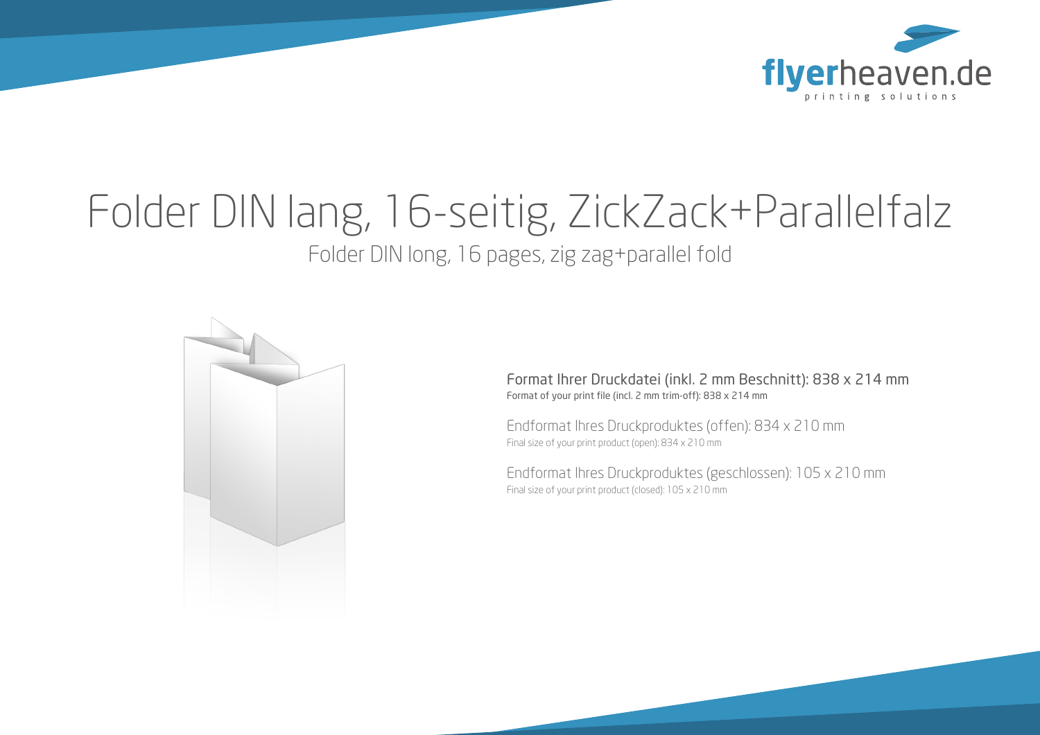flyerheaven.de
printing solutions

# Folder DIN lang, 16-seitig, ZickZack+Parallelfalz

## Folder DIN long, 16 pages, zig zag+parallel fold

Format Ihrer Druckdatei (inkl. 2 mm Beschnitt): 838 x 214 mm
Format of your print file (incl. 2 mm trim-off): 838 x 214 mm

Endformat Ihres Druckproduktes (offen): 834 x 210 mm
Final size of your print product (open): 834 x 210 mm

Endformat Ihres Druckproduktes (geschlossen): 105 x 210 mm
Final size of your print product (closed): 105 x 210 mm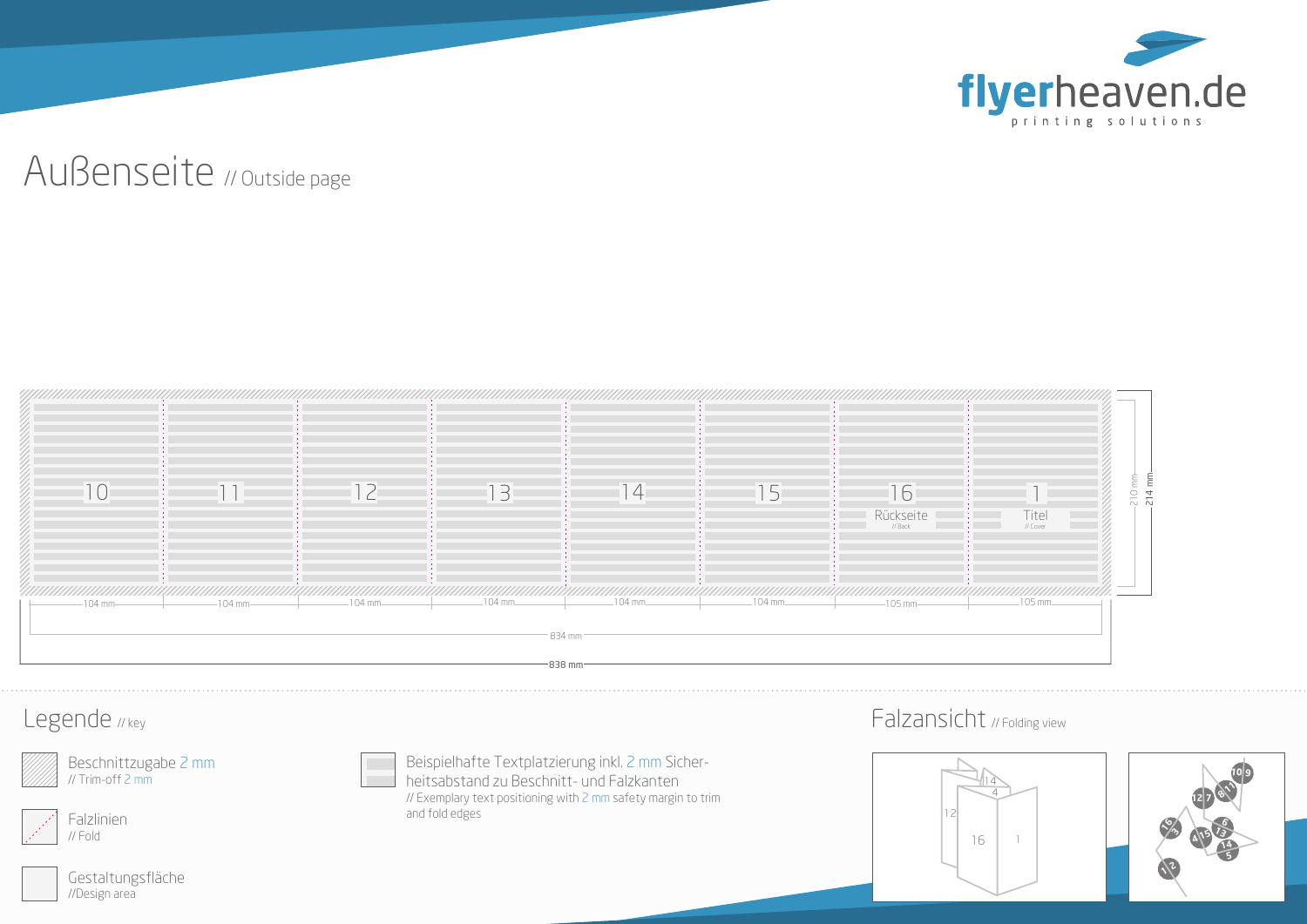flyerheaven.de
printing solutions

# Außenseite // Outside page

10 | 11 | 12 | 13 | 14 | 15 | 16 Rückseite // Back | 1 Titel // Cover

104 mm — 104 mm — 104 mm — 104 mm — 104 mm — 104 mm — 105 mm — 105 mm

834 mm

838 mm

210 mm

214 mm

## Legende // key

Beschnittzugabe 2 mm
// Trim-off 2 mm

Falzlinien
// Fold

Gestaltungsfläche
//Design area

Beispielhafte Textplatzierung inkl. 2 mm Sicherheitsabstand zu Beschnitt- und Falzkanten
// Exemplary text positioning with 2 mm safety margin to trim and fold edges

## Falzansicht // Folding view

14, 4, 12, 16, 1

10 9, 12 7, 8 11, 16 3, 6 13, 4 15, 14 5, 1 2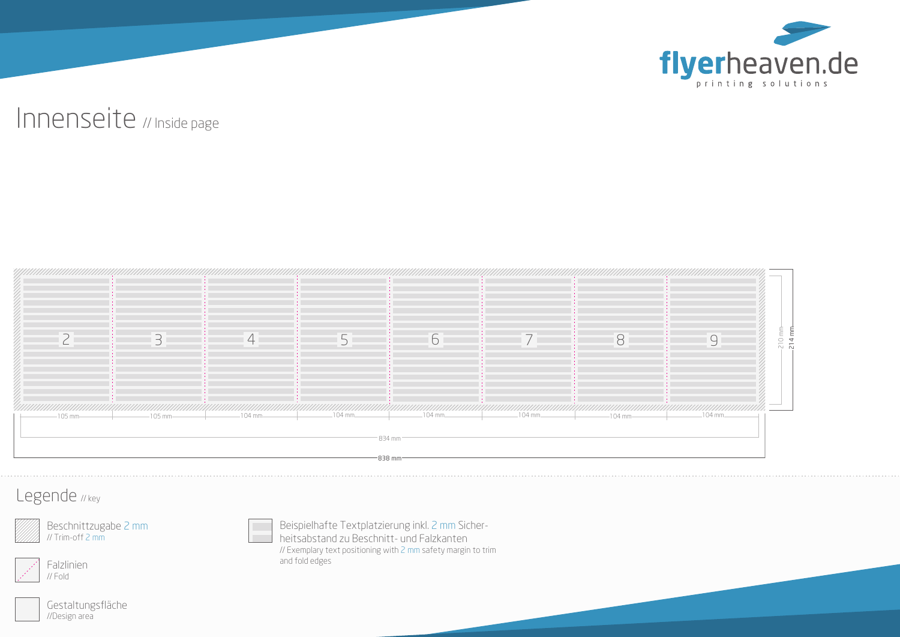flyerheaven.de
printing solutions

# Innenseite // Inside page

2 3 4 5 6 7 8 9

105 mm 105 mm 104 mm 104 mm 104 mm 104 mm 104 mm 104 mm

834 mm

838 mm

210 mm

214 mm

## Legende // key

Beschnittzugabe 2 mm
// Trim-off 2 mm

Falzlinien
// Fold

Gestaltungsfläche
//Design area

Beispielhafte Textplatzierung inkl. 2 mm Sicherheitsabstand zu Beschnitt- und Falzkanten
// Exemplary text positioning with 2 mm safety margin to trim and fold edges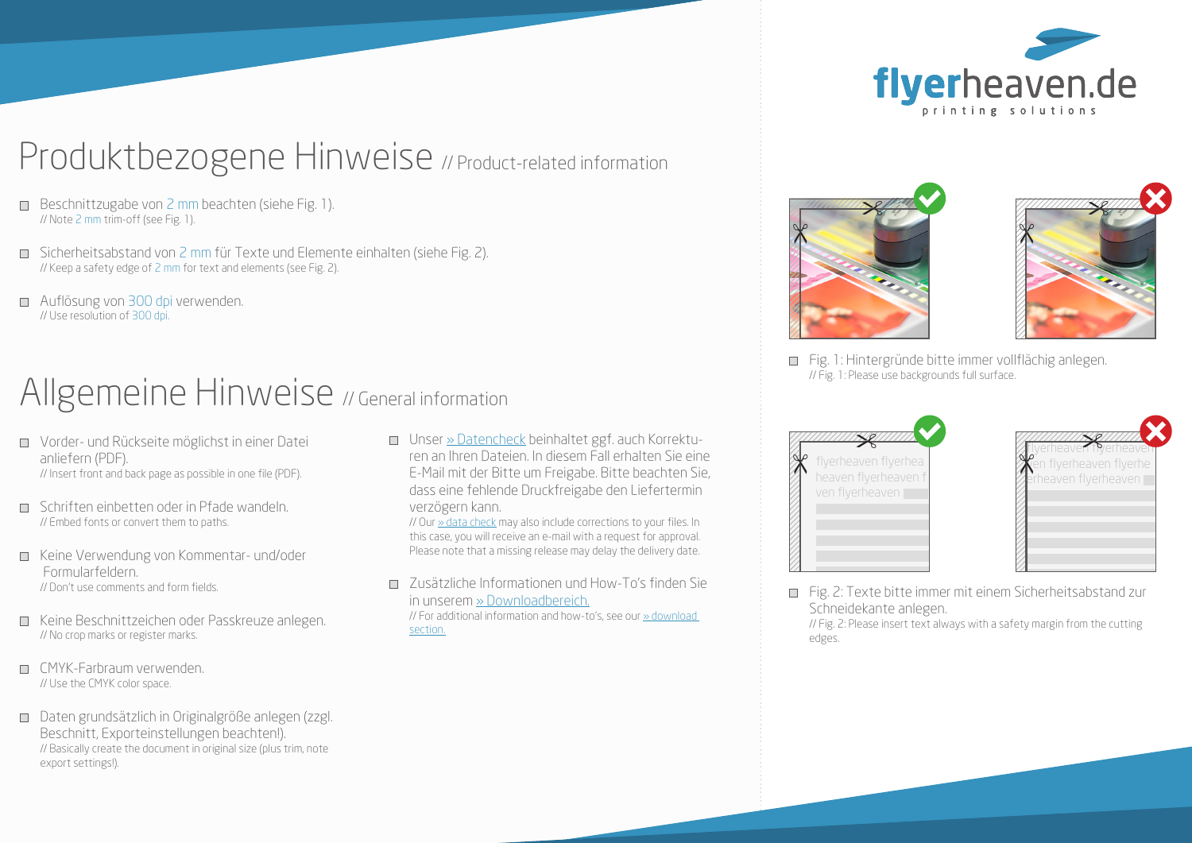flyerheaven.de
printing solutions

# Produktbezogene Hinweise // Product-related information

- Beschnittzugabe von 2 mm beachten (siehe Fig. 1).
  // Note 2 mm trim-off (see Fig. 1).
- Sicherheitsabstand von 2 mm für Texte und Elemente einhalten (siehe Fig. 2).
  // Keep a safety edge of 2 mm for text and elements (see Fig. 2).
- Auflösung von 300 dpi verwenden.
  // Use resolution of 300 dpi.

# Allgemeine Hinweise // General information

- Vorder- und Rückseite möglichst in einer Datei anliefern (PDF).
  // Insert front and back page as possible in one file (PDF).
- Schriften einbetten oder in Pfade wandeln.
  // Embed fonts or convert them to paths.
- Keine Verwendung von Kommentar- und/oder Formularfeldern.
  // Don't use comments and form fields.
- Keine Beschnittzeichen oder Passkreuze anlegen.
  // No crop marks or register marks.
- CMYK-Farbraum verwenden.
  // Use the CMYK color space.
- Daten grundsätzlich in Originalgröße anlegen (zzgl. Beschnitt, Exporteinstellungen beachten!).
  // Basically create the document in original size (plus trim, note export settings!).
- Unser » Datencheck beinhaltet ggf. auch Korrekturen an Ihren Dateien. In diesem Fall erhalten Sie eine E-Mail mit der Bitte um Freigabe. Bitte beachten Sie, dass eine fehlende Druckfreigabe den Liefertermin verzögern kann.
  // Our » data check may also include corrections to your files. In this case, you will receive an e-mail with a request for approval. Please note that a missing release may delay the delivery date.
- Zusätzliche Informationen und How-To's finden Sie in unserem » Downloadbereich.
  // For additional information and how-to's, see our » download section.

Fig. 1: Hintergründe bitte immer vollflächig anlegen.
// Fig. 1: Please use backgrounds full surface.

Fig. 2: Texte bitte immer mit einem Sicherheitsabstand zur Schneidekante anlegen.
// Fig. 2: Please insert text always with a safety margin from the cutting edges.